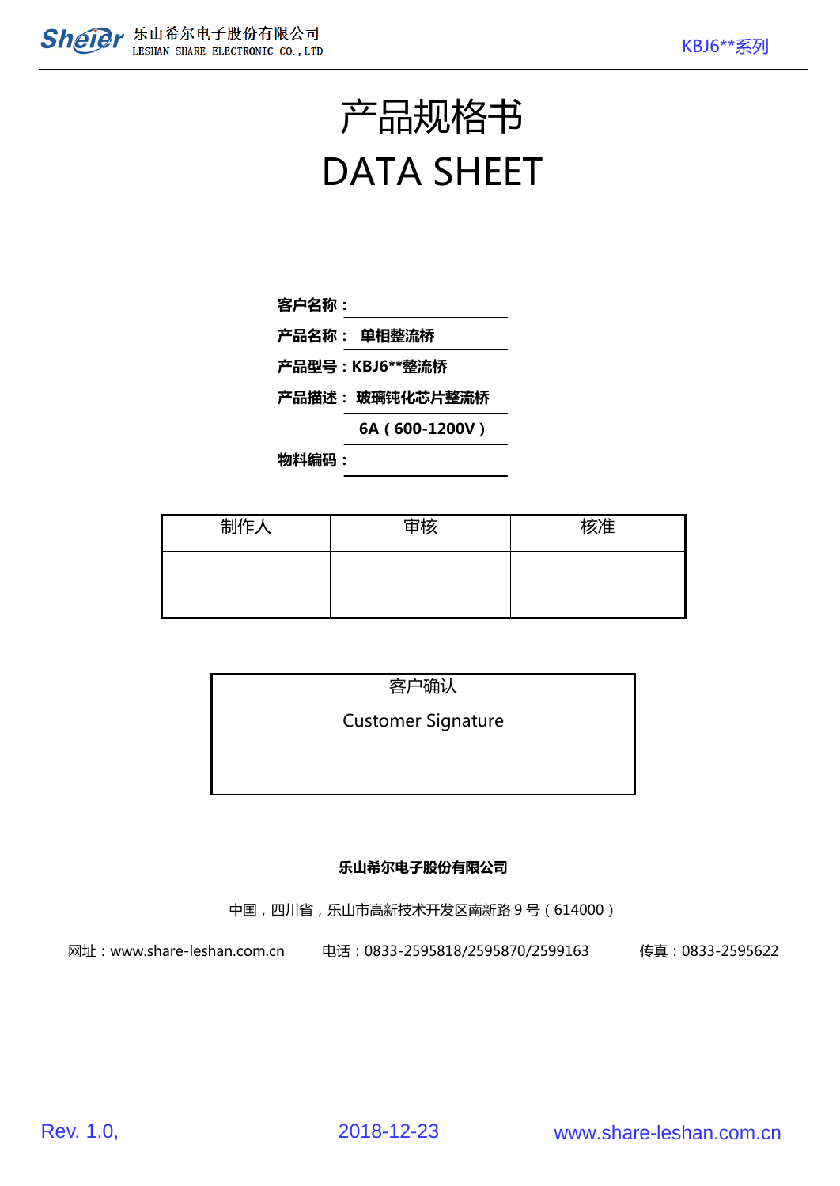# 产品规格书

# DATA SHEET

**客户名称：**

**产品名称： 单相整流桥**

**产品型号：KBJ6**整流桥**

**产品描述： 玻璃钝化芯片整流桥**

**6A（600-1200V）**

**物料编码：**

| 制作人 | 审核 | 核准 |
|---|---|---|
| | | |

| 客户确认<br>Customer Signature |
|---|
| |

**乐山希尔电子股份有限公司**

中国，四川省，乐山市高新技术开发区南新路 9 号（614000）

网址：www.share-leshan.com.cn　　电话：0833-2595818/2595870/2599163　　传真：0833-2595622

Rev. 1.0,　　2018-12-23　　www.share-leshan.com.cn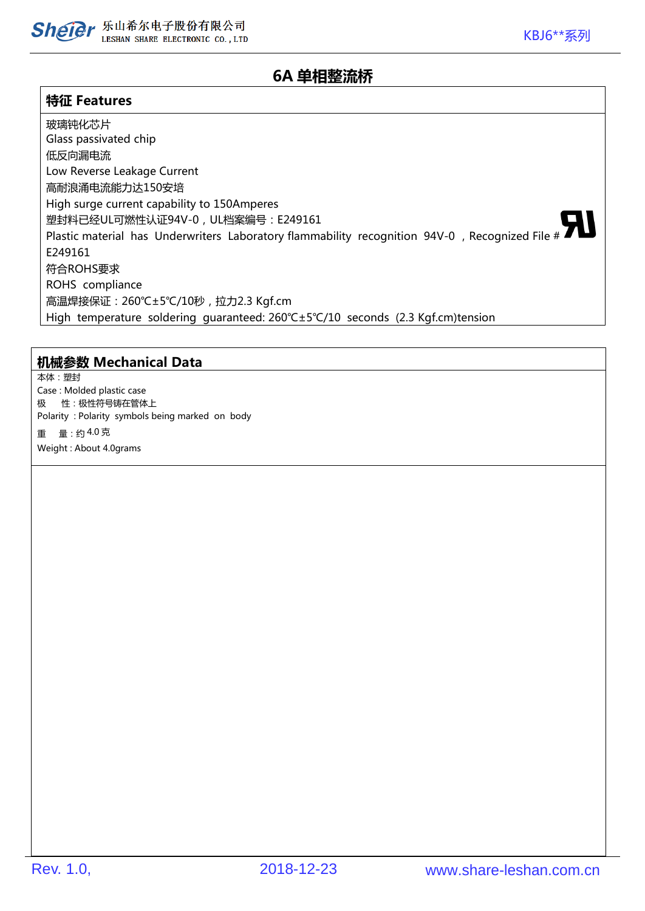## 6A 单相整流桥

### 特征 Features

玻璃钝化芯片
Glass passivated chip
低反向漏电流
Low Reverse Leakage Current
高耐浪涌电流能力达150安培
High surge current capability to 150Amperes
塑封料已经UL可燃性认证94V-0，UL档案编号：E249161
Plastic material has Underwriters Laboratory flammability recognition 94V-0 , Recognized File # E249161
符合ROHS要求
ROHS compliance
高温焊接保证：260℃±5℃/10秒，拉力2.3 Kgf.cm
High temperature soldering guaranteed: 260℃±5℃/10 seconds (2.3 Kgf.cm)tension

### 机械参数 Mechanical Data

本体：塑封
Case : Molded plastic case
极　性：极性符号铸在管体上
Polarity : Polarity symbols being marked on body
重　量：约 4.0 克
Weight : About 4.0grams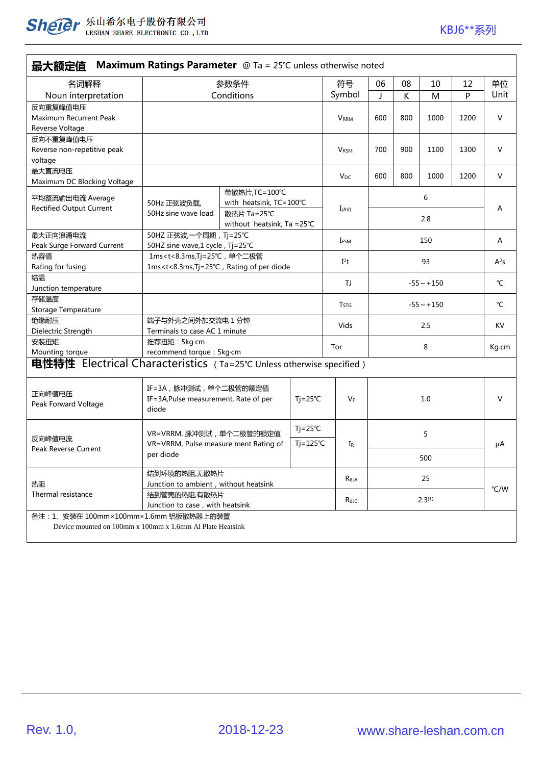## 最大额定值 Maximum Ratings Parameter @ Ta = 25℃ unless otherwise noted

| 名词解释<br>Noun interpretation | 参数条件<br>Conditions | | 符号<br>Symbol | 06<br>J | 08<br>K | 10<br>M | 12<br>P | 单位<br>Unit |
|---|---|---|---|---|---|---|---|---|
| 反向重复峰值电压<br>Maximum Recurrent Peak Reverse Voltage | | | $V_{RRM}$ | 600 | 800 | 1000 | 1200 | V |
| 反向不重复峰值电压<br>Reverse non-repetitive peak voltage | | | $V_{RSM}$ | 700 | 900 | 1100 | 1300 | V |
| 最大直流电压<br>Maximum DC Blocking Voltage | | | $V_{DC}$ | 600 | 800 | 1000 | 1200 | V |
| 平均整流输出电流 Average Rectified Output Current | 50Hz 正弦波负载,<br>50Hz sine wave load | 带散热片,TC=100℃<br>with heatsink, TC=100℃ | $I_{(AV)}$ | 6 | | | | A |
| | | 散热片 Ta=25℃<br>without heatsink, Ta =25℃ | | 2.8 | | | | |
| 最大正向浪涌电流<br>Peak Surge Forward Current | 50HZ 正弦波,一个周期，Tj=25℃<br>50HZ sine wave,1 cycle，Tj=25℃ | | $I_{FSM}$ | 150 | | | | A |
| 热容值<br>Rating for fusing | 1ms<t<8.3ms,Tj=25℃，单个二极管<br>1ms<t<8.3ms,Tj=25℃，Rating of per diode | | $I^2t$ | 93 | | | | $A^2s$ |
| 结温<br>Junction temperature | | | TJ | -55～+150 | | | | ℃ |
| 存储温度<br>Storage Temperature | | | $T_{STG}$ | -55～+150 | | | | ℃ |
| 绝缘耐压<br>Dielectric Strength | 端子与外壳之间外加交流电 1 分钟<br>Terminals to case AC 1 minute | | Vids | 2.5 | | | | KV |
| 安装扭矩<br>Mounting torque | 推荐扭矩：5kg·cm<br>recommend torque：5kg·cm | | Tor | 8 | | | | Kg.cm |

## 电性特性 Electrical Characteristics（Ta=25℃ Unless otherwise specified）

| | | | | | |
|---|---|---|---|---|---|
| 正向峰值电压<br>Peak Forward Voltage | IF=3A，脉冲测试，单个二极管的额定值<br>IF=3A,Pulse measurement, Rate of per diode | Tj=25℃ | $V_F$ | 1.0 | V |
| 反向峰值电流<br>Peak Reverse Current | VR=VRRM, 脉冲测试，单个二极管的额定值<br>VR=VRRM, Pulse measure ment Rating of per diode | Tj=25℃ | $I_R$ | 5 | μA |
| | | Tj=125℃ | | 500 | |
| 热阻<br>Thermal resistance | 结到环境的热阻,无散热片<br>Junction to ambient，without heatsink | | $R_{\theta JA}$ | 25 | ℃/W |
| | 结到管壳的热阻,有散热片<br>Junction to case，with heatsink | | $R_{\theta JC}$ | 2.3(1) | |

备注：1、安装在 100mm×100mm×1.6mm 铝板散热器上的装置
Device mounted on 100mm x 100mm x 1.6mm Al Plate Heatsink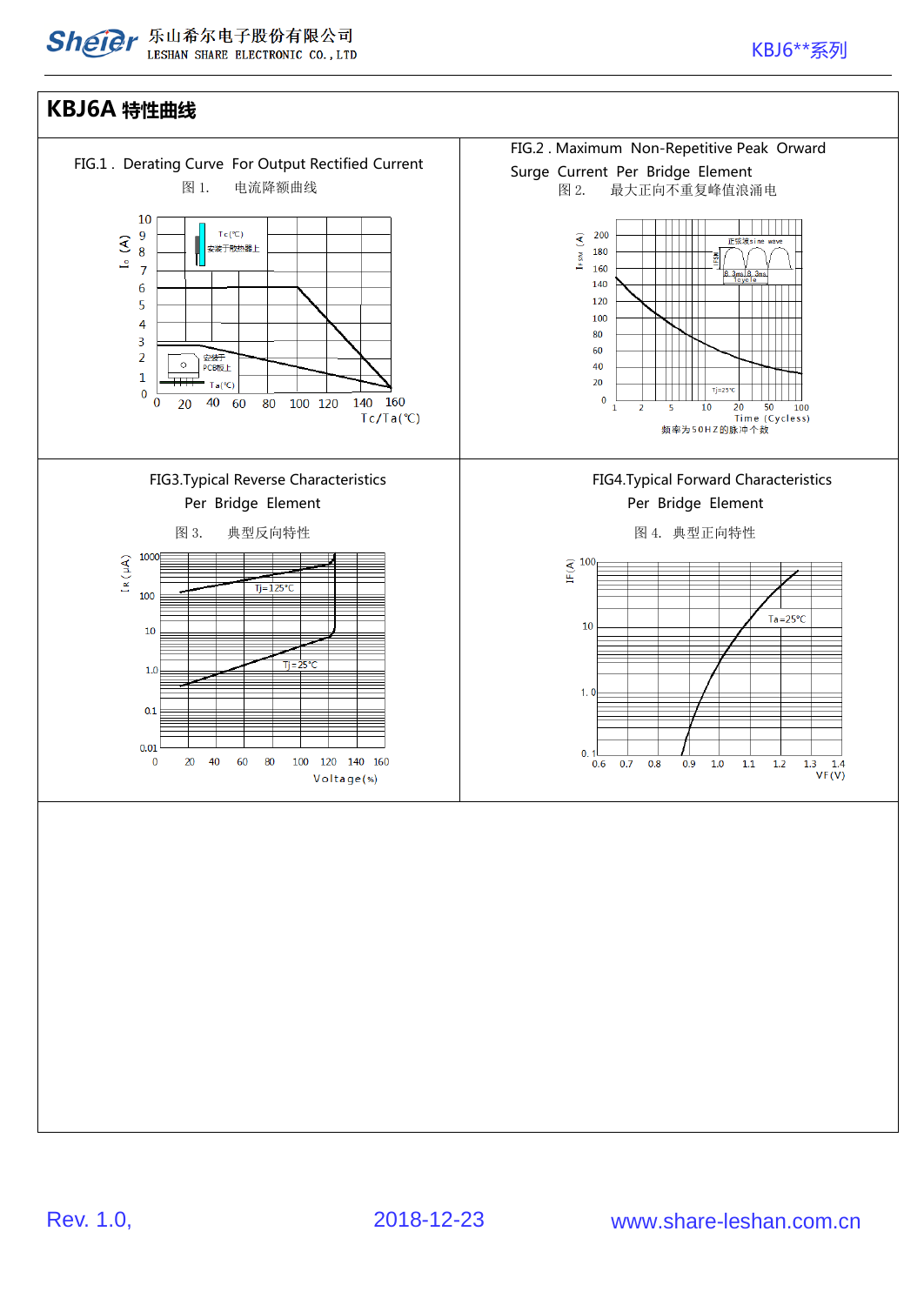## KBJ6A 特性曲线

FIG.1 . Derating Curve For Output Rectified Current

图 1. 电流降额曲线

FIG.2 . Maximum Non-Repetitive Peak Orward Surge Current Per Bridge Element

图 2. 最大正向不重复峰值浪涌电

FIG3.Typical Reverse Characteristics Per Bridge Element

图 3. 典型反向特性

FIG4.Typical Forward Characteristics Per Bridge Element

图 4. 典型正向特性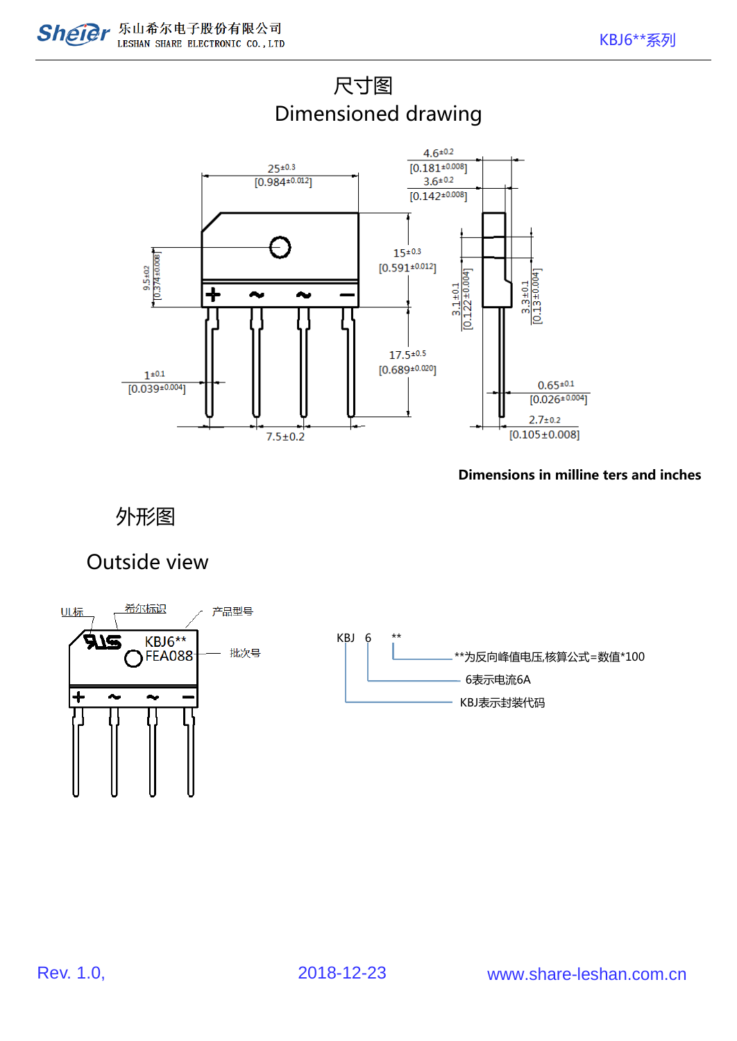# 尺寸图

# Dimensioned drawing

25±0.3
[0.984±0.012]

4.6±0.2
[0.181±0.008]
3.6±0.2
[0.142±0.008]

15±0.3
[0.591±0.012]

9.5±0.2
[0.374±0.008]

3.1±0.1
[0.122±0.004]

3.3±0.1
[0.13±0.004]

17.5±0.5
[0.689±0.020]

1±0.1
[0.039±0.004]

0.65±0.1
[0.026±0.004]

2.7±0.2
[0.105±0.008]

7.5±0.2

+ ~ ~ −

**Dimensions in milline ters and inches**

## 外形图

## Outside view

UL标
希尔标识
产品型号
KBJ6**
FEA088
批次号

+ ~ ~ −

KBJ 6 **

**为反向峰值电压,核算公式=数值*100

6表示电流6A

KBJ表示封装代码

Rev. 1.0,

2018-12-23

www.share-leshan.com.cn